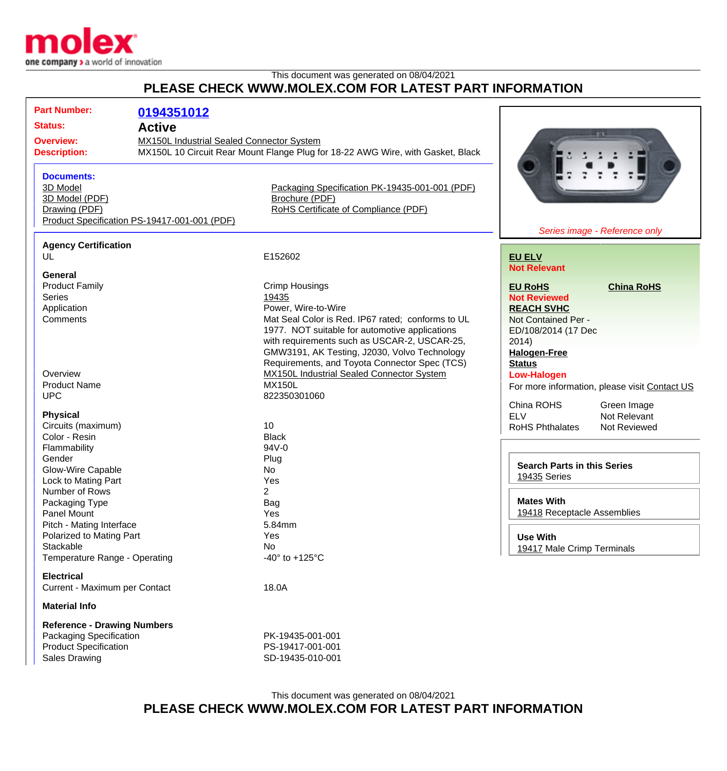This document was generated on 08/04/2021

**PLEASE CHECK WWW.MOLEX.COM FOR LATEST PART INFORMATION**

**Part Number:** 0194351012

**Status:** Active

**Overview:** MX150L Industrial Sealed Connector System

**Description:** MX150L 10 Circuit Rear Mount Flange Plug for 18-22 AWG Wire, with Gasket, Black

**Documents:**

- 3D Model
- 3D Model (PDF)
- Drawing (PDF)
- Product Specification PS-19417-001-001 (PDF)
- Packaging Specification PK-19435-001-001 (PDF)
- Brochure (PDF)
- RoHS Certificate of Compliance (PDF)

*Series image - Reference only*

### Agency Certification

| | |
|---|---|
| UL | E152602 |

### General

| | |
|---|---|
| Product Family | Crimp Housings |
| Series | 19435 |
| Application | Power, Wire-to-Wire |
| Comments | Mat Seal Color is Red. IP67 rated; conforms to UL 1977. NOT suitable for automotive applications with requirements such as USCAR-2, USCAR-25, GMW3191, AK Testing, J2030, Volvo Technology Requirements, and Toyota Connector Spec (TCS) |
| Overview | MX150L Industrial Sealed Connector System |
| Product Name | MX150L |
| UPC | 822350301060 |

### Physical

| | |
|---|---|
| Circuits (maximum) | 10 |
| Color - Resin | Black |
| Flammability | 94V-0 |
| Gender | Plug |
| Glow-Wire Capable | No |
| Lock to Mating Part | Yes |
| Number of Rows | 2 |
| Packaging Type | Bag |
| Panel Mount | Yes |
| Pitch - Mating Interface | 5.84mm |
| Polarized to Mating Part | Yes |
| Stackable | No |
| Temperature Range - Operating | -40° to +125°C |

### Electrical

| | |
|---|---|
| Current - Maximum per Contact | 18.0A |

### Material Info

### Reference - Drawing Numbers

| | |
|---|---|
| Packaging Specification | PK-19435-001-001 |
| Product Specification | PS-19417-001-001 |
| Sales Drawing | SD-19435-010-001 |

**EU ELV**
Not Relevant

**EU RoHS**
Not Reviewed

**China RoHS**

**REACH SVHC**
Not Contained Per - ED/108/2014 (17 Dec 2014)

**Halogen-Free Status**
Low-Halogen

For more information, please visit Contact US

| | |
|---|---|
| China ROHS | Green Image |
| ELV | Not Relevant |
| RoHS Phthalates | Not Reviewed |

**Search Parts in this Series**
19435 Series

**Mates With**
19418 Receptacle Assemblies

**Use With**
19417 Male Crimp Terminals

This document was generated on 08/04/2021

**PLEASE CHECK WWW.MOLEX.COM FOR LATEST PART INFORMATION**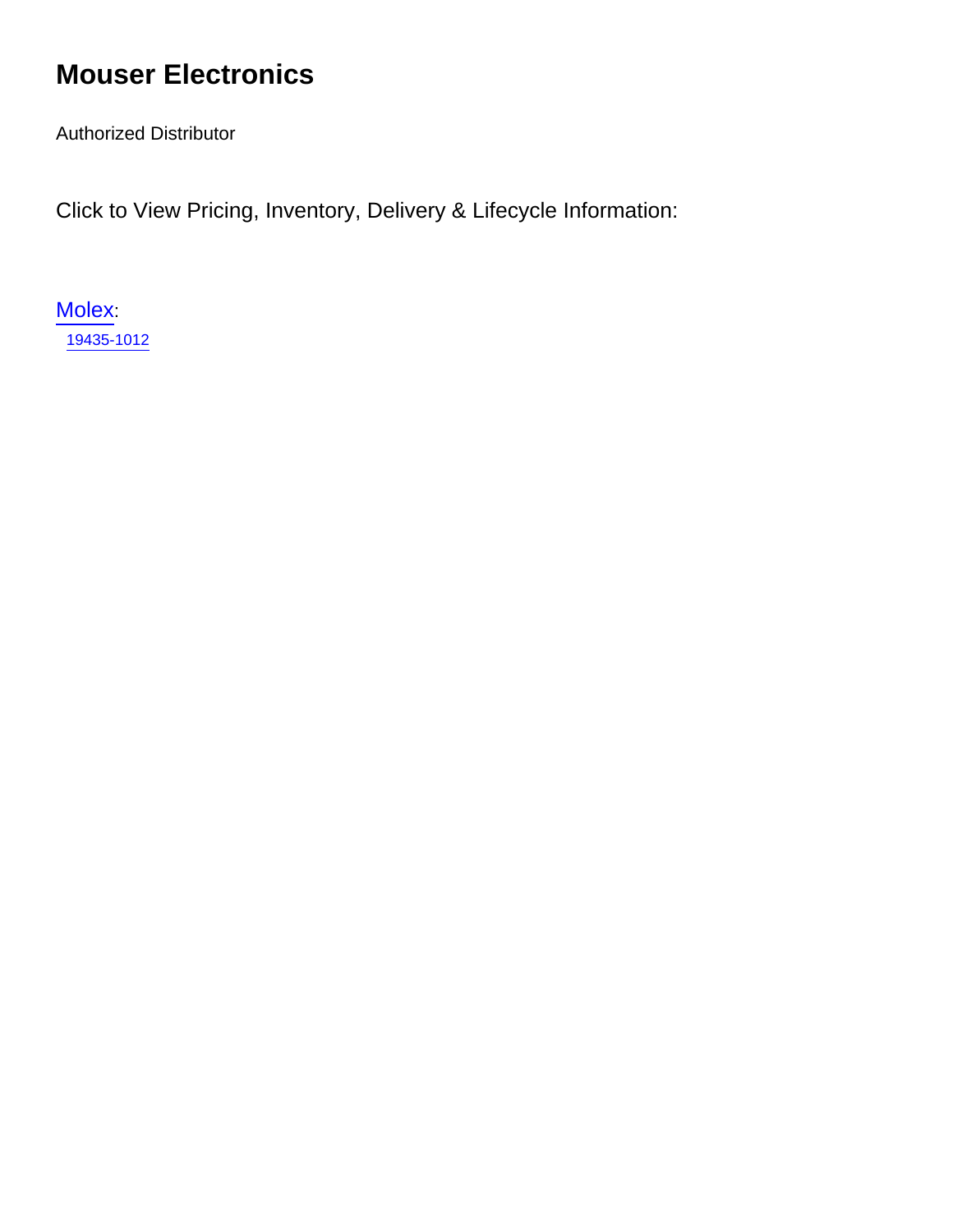# Mouser Electronics

Authorized Distributor

Click to View Pricing, Inventory, Delivery & Lifecycle Information:

Molex:

19435-1012